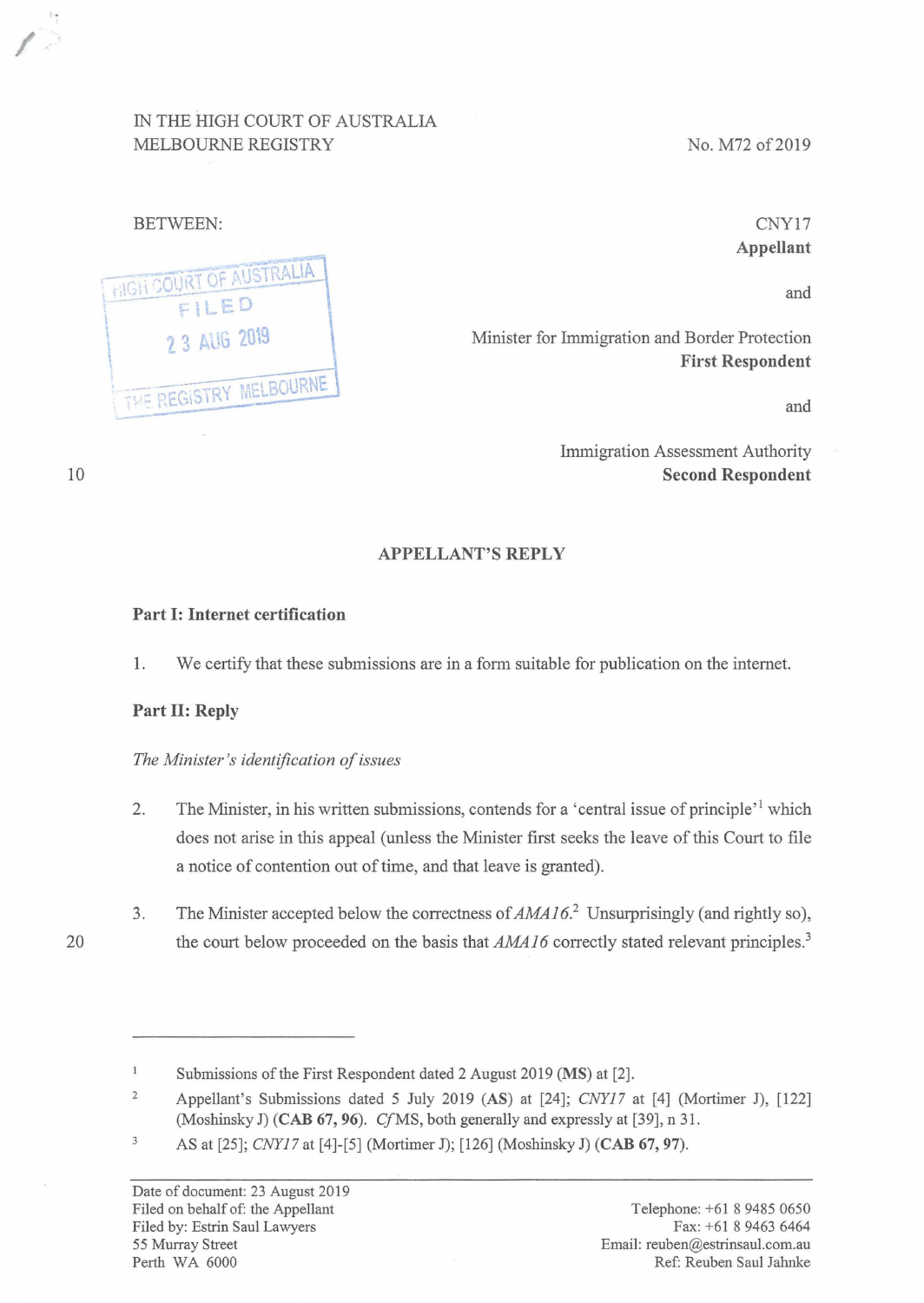IN THE HIGH COURT OF AUSTRALIA
MELBOURNE REGISTRY

No. M72 of 2019

BETWEEN:

CNY17
**Appellant**

and

Minister for Immigration and Border Protection
**First Respondent**

and

Immigration Assessment Authority
**Second Respondent**

HIGH COURT OF AUSTRALIA
FILED
23 AUG 2019
THE REGISTRY MELBOURNE

## APPELLANT'S REPLY

### Part I: Internet certification

1. We certify that these submissions are in a form suitable for publication on the internet.

### Part II: Reply

*The Minister's identification of issues*

2. The Minister, in his written submissions, contends for a 'central issue of principle'[1] which does not arise in this appeal (unless the Minister first seeks the leave of this Court to file a notice of contention out of time, and that leave is granted).

3. The Minister accepted below the correctness of *AMA16*.[2] Unsurprisingly (and rightly so), the court below proceeded on the basis that *AMA16* correctly stated relevant principles.[3]

---

[1] Submissions of the First Respondent dated 2 August 2019 (**MS**) at [2].

[2] Appellant's Submissions dated 5 July 2019 (**AS**) at [24]; *CNY17* at [4] (Mortimer J), [122] (Moshinsky J) (**CAB 67, 96**). *Cf* MS, both generally and expressly at [39], n 31.

[3] AS at [25]; *CNY17* at [4]-[5] (Mortimer J); [126] (Moshinsky J) (**CAB 67, 97**).

Date of document: 23 August 2019
Filed on behalf of: the Appellant
Filed by: Estrin Saul Lawyers
55 Murray Street
Perth WA 6000

Telephone: +61 8 9485 0650
Fax: +61 8 9463 6464
Email: reuben@estrinsaul.com.au
Ref: Reuben Saul Jahnke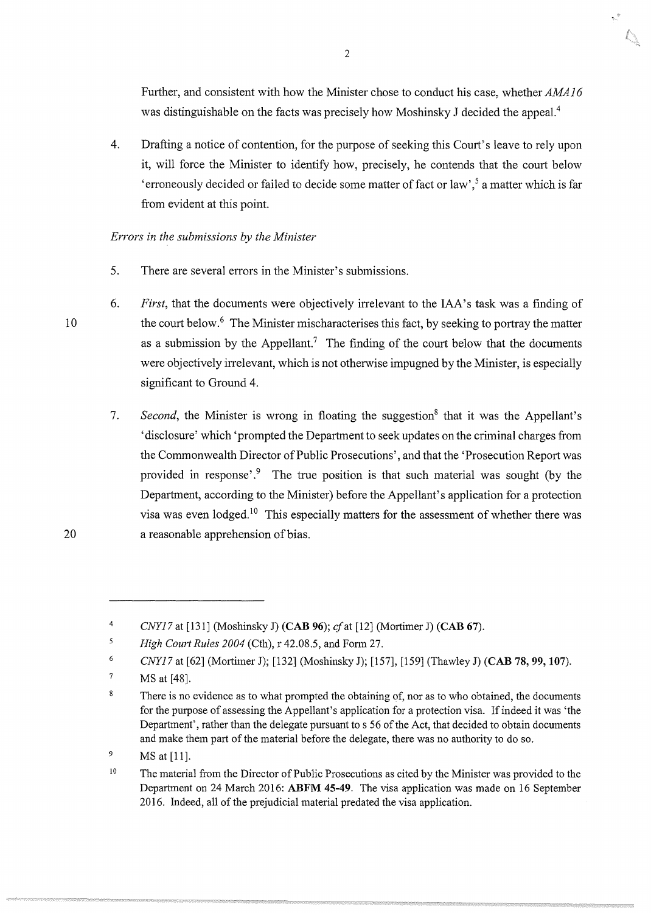Further, and consistent with how the Minister chose to conduct his case, whether *AMA16* was distinguishable on the facts was precisely how Moshinsky J decided the appeal.[4]

4. Drafting a notice of contention, for the purpose of seeking this Court's leave to rely upon it, will force the Minister to identify how, precisely, he contends that the court below 'erroneously decided or failed to decide some matter of fact or law',[5] a matter which is far from evident at this point.

*Errors in the submissions by the Minister*

5. There are several errors in the Minister's submissions.

6. *First*, that the documents were objectively irrelevant to the IAA's task was a finding of the court below.[6] The Minister mischaracterises this fact, by seeking to portray the matter as a submission by the Appellant.[7] The finding of the court below that the documents were objectively irrelevant, which is not otherwise impugned by the Minister, is especially significant to Ground 4.

7. *Second*, the Minister is wrong in floating the suggestion[8] that it was the Appellant's 'disclosure' which 'prompted the Department to seek updates on the criminal charges from the Commonwealth Director of Public Prosecutions', and that the 'Prosecution Report was provided in response'.[9] The true position is that such material was sought (by the Department, according to the Minister) before the Appellant's application for a protection visa was even lodged.[10] This especially matters for the assessment of whether there was a reasonable apprehension of bias.

---

[4] *CNY17* at [131] (Moshinsky J) **(CAB 96)**; *cf* at [12] (Mortimer J) **(CAB 67)**.

[5] *High Court Rules 2004* (Cth), r 42.08.5, and Form 27.

[6] *CNY17* at [62] (Mortimer J); [132] (Moshinsky J); [157], [159] (Thawley J) **(CAB 78, 99, 107)**.

[7] MS at [48].

[8] There is no evidence as to what prompted the obtaining of, nor as to who obtained, the documents for the purpose of assessing the Appellant's application for a protection visa. If indeed it was 'the Department', rather than the delegate pursuant to s 56 of the Act, that decided to obtain documents and make them part of the material before the delegate, there was no authority to do so.

[9] MS at [11].

[10] The material from the Director of Public Prosecutions as cited by the Minister was provided to the Department on 24 March 2016: **ABFM 45-49**. The visa application was made on 16 September 2016. Indeed, all of the prejudicial material predated the visa application.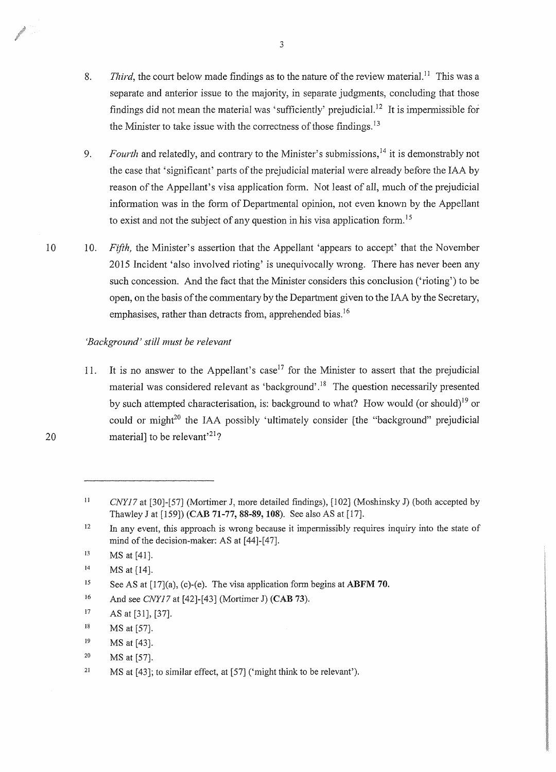8. *Third*, the court below made findings as to the nature of the review material.[11] This was a separate and anterior issue to the majority, in separate judgments, concluding that those findings did not mean the material was 'sufficiently' prejudicial.[12] It is impermissible for the Minister to take issue with the correctness of those findings.[13]

9. *Fourth* and relatedly, and contrary to the Minister's submissions,[14] it is demonstrably not the case that 'significant' parts of the prejudicial material were already before the IAA by reason of the Appellant's visa application form. Not least of all, much of the prejudicial information was in the form of Departmental opinion, not even known by the Appellant to exist and not the subject of any question in his visa application form.[15]

10. *Fifth*, the Minister's assertion that the Appellant 'appears to accept' that the November 2015 Incident 'also involved rioting' is unequivocally wrong. There has never been any such concession. And the fact that the Minister considers this conclusion ('rioting') to be open, on the basis of the commentary by the Department given to the IAA by the Secretary, emphasises, rather than detracts from, apprehended bias.[16]

*'Background' still must be relevant*

11. It is no answer to the Appellant's case[17] for the Minister to assert that the prejudicial material was considered relevant as 'background'.[18] The question necessarily presented by such attempted characterisation, is: background to what? How would (or should)[19] or could or might[20] the IAA possibly 'ultimately consider [the "background" prejudicial material] to be relevant'[21]?

---

[11] *CNY17* at [30]-[57] (Mortimer J, more detailed findings), [102] (Moshinsky J) (both accepted by Thawley J at [159]) (**CAB 71-77, 88-89, 108**). See also AS at [17].

[12] In any event, this approach is wrong because it impermissibly requires inquiry into the state of mind of the decision-maker: AS at [44]-[47].

[13] MS at [41].

[14] MS at [14].

[15] See AS at [17](a), (c)-(e). The visa application form begins at **ABFM 70.**

[16] And see *CNY17* at [42]-[43] (Mortimer J) (**CAB 73**).

[17] AS at [31], [37].

[18] MS at [57].

[19] MS at [43].

[20] MS at [57].

[21] MS at [43]; to similar effect, at [57] ('might think to be relevant').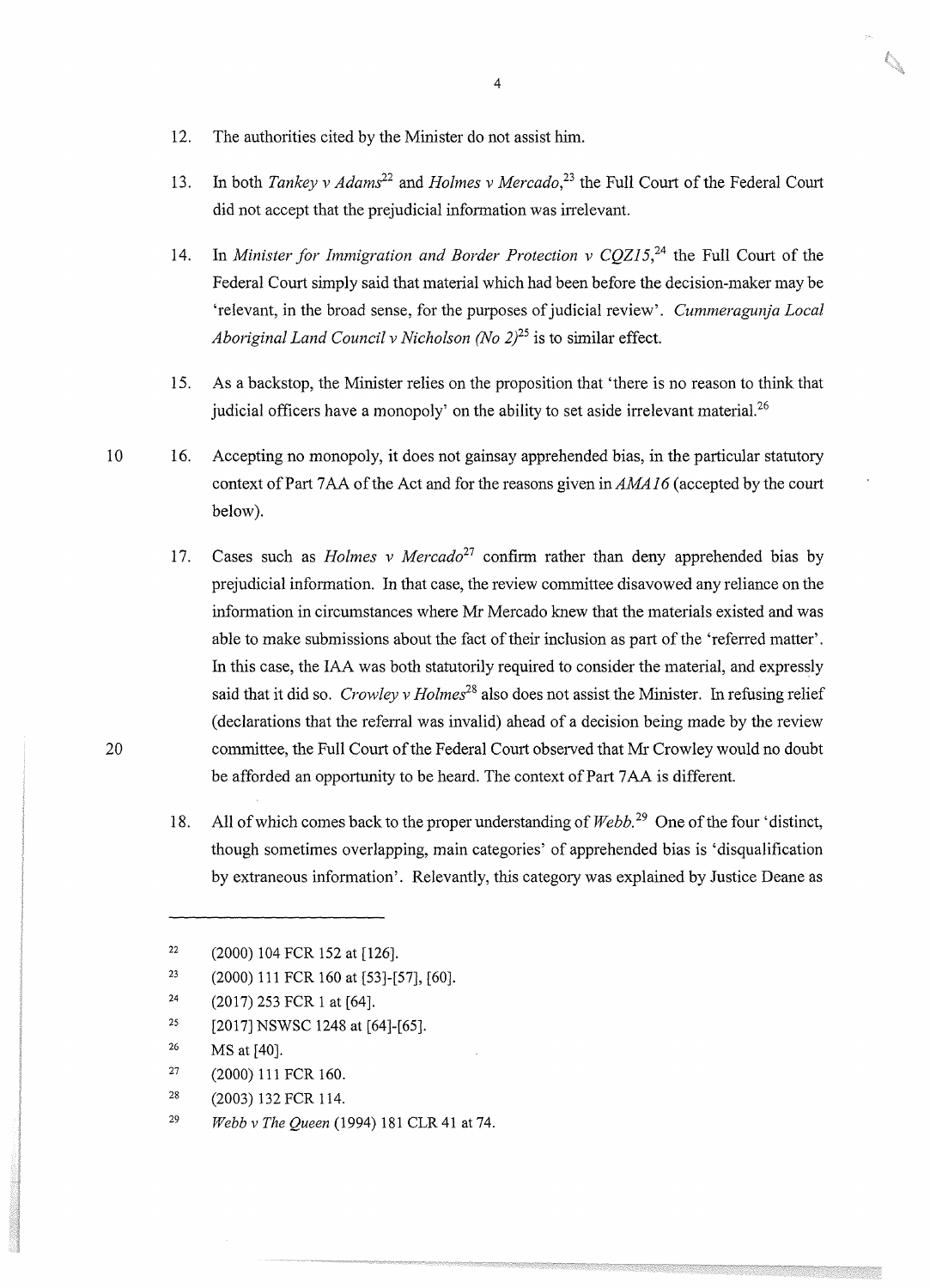12. The authorities cited by the Minister do not assist him.

13. In both *Tankey v Adams*[22] and *Holmes v Mercado*,[23] the Full Court of the Federal Court did not accept that the prejudicial information was irrelevant.

14. In *Minister for Immigration and Border Protection v CQZ15*,[24] the Full Court of the Federal Court simply said that material which had been before the decision-maker may be 'relevant, in the broad sense, for the purposes of judicial review'. *Cummeragunja Local Aboriginal Land Council v Nicholson (No 2)*[25] is to similar effect.

15. As a backstop, the Minister relies on the proposition that 'there is no reason to think that judicial officers have a monopoly' on the ability to set aside irrelevant material.[26]

16. Accepting no monopoly, it does not gainsay apprehended bias, in the particular statutory context of Part 7AA of the Act and for the reasons given in *AMA16* (accepted by the court below).

17. Cases such as *Holmes v Mercado*[27] confirm rather than deny apprehended bias by prejudicial information. In that case, the review committee disavowed any reliance on the information in circumstances where Mr Mercado knew that the materials existed and was able to make submissions about the fact of their inclusion as part of the 'referred matter'. In this case, the IAA was both statutorily required to consider the material, and expressly said that it did so. *Crowley v Holmes*[28] also does not assist the Minister. In refusing relief (declarations that the referral was invalid) ahead of a decision being made by the review committee, the Full Court of the Federal Court observed that Mr Crowley would no doubt be afforded an opportunity to be heard. The context of Part 7AA is different.

18. All of which comes back to the proper understanding of *Webb*.[29] One of the four 'distinct, though sometimes overlapping, main categories' of apprehended bias is 'disqualification by extraneous information'. Relevantly, this category was explained by Justice Deane as

---

22 (2000) 104 FCR 152 at [126].

23 (2000) 111 FCR 160 at [53]-[57], [60].

24 (2017) 253 FCR 1 at [64].

25 [2017] NSWSC 1248 at [64]-[65].

26 MS at [40].

27 (2000) 111 FCR 160.

28 (2003) 132 FCR 114.

29 *Webb v The Queen* (1994) 181 CLR 41 at 74.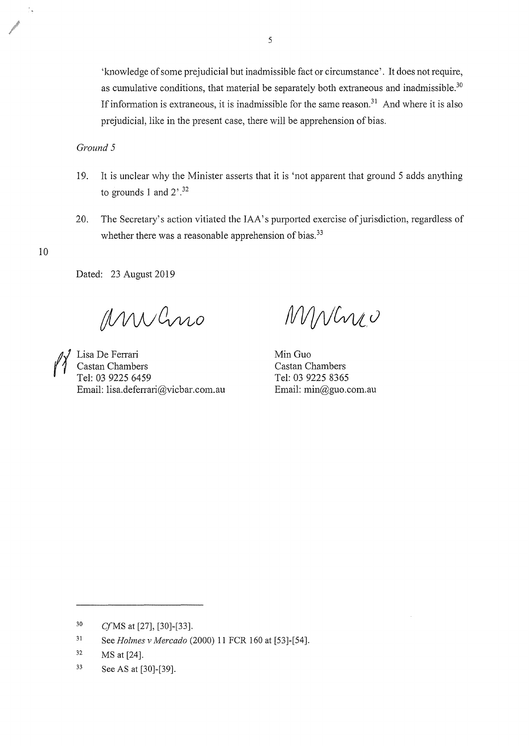'knowledge of some prejudicial but inadmissible fact or circumstance'. It does not require, as cumulative conditions, that material be separately both extraneous and inadmissible.[30] If information is extraneous, it is inadmissible for the same reason.[31] And where it is also prejudicial, like in the present case, there will be apprehension of bias.

*Ground 5*

19. It is unclear why the Minister asserts that it is 'not apparent that ground 5 adds anything to grounds 1 and 2'.[32]

20. The Secretary's action vitiated the IAA's purported exercise of jurisdiction, regardless of whether there was a reasonable apprehension of bias.[33]

Dated: 23 August 2019

Lisa De Ferrari
Castan Chambers
Tel: 03 9225 6459
Email: lisa.deferrari@vicbar.com.au

Min Guo
Castan Chambers
Tel: 03 9225 8365
Email: min@guo.com.au

---

[30] *Cf* MS at [27], [30]-[33].

[31] See *Holmes v Mercado* (2000) 11 FCR 160 at [53]-[54].

[32] MS at [24].

[33] See AS at [30]-[39].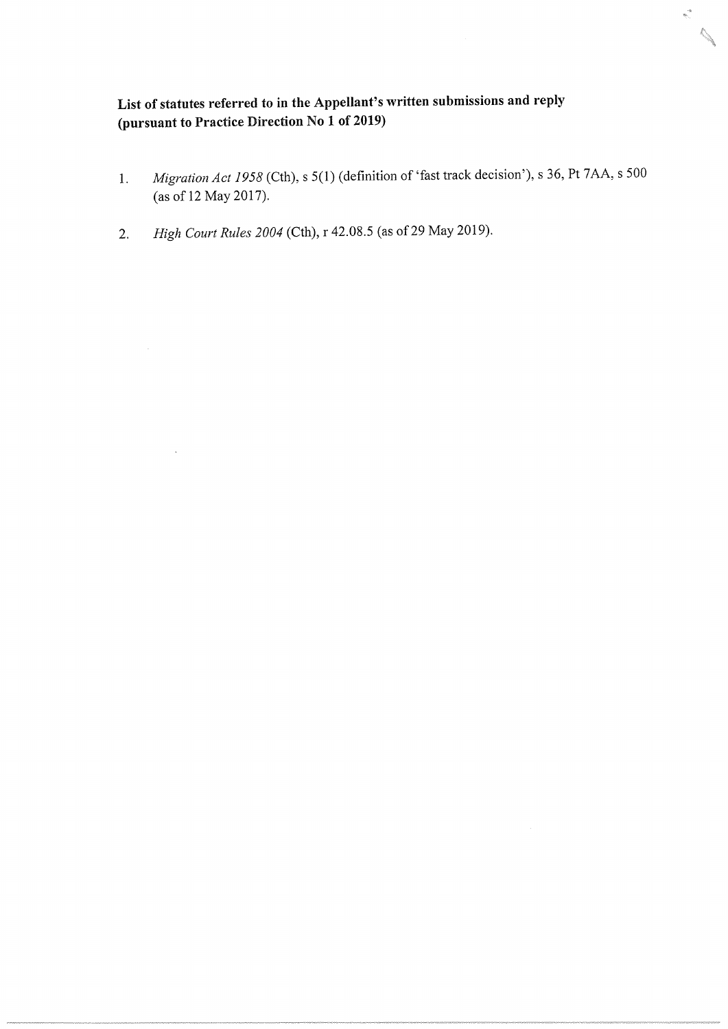**List of statutes referred to in the Appellant's written submissions and reply (pursuant to Practice Direction No 1 of 2019)**

1. *Migration Act 1958* (Cth), s 5(1) (definition of 'fast track decision'), s 36, Pt 7AA, s 500 (as of 12 May 2017).

2. *High Court Rules 2004* (Cth), r 42.08.5 (as of 29 May 2019).